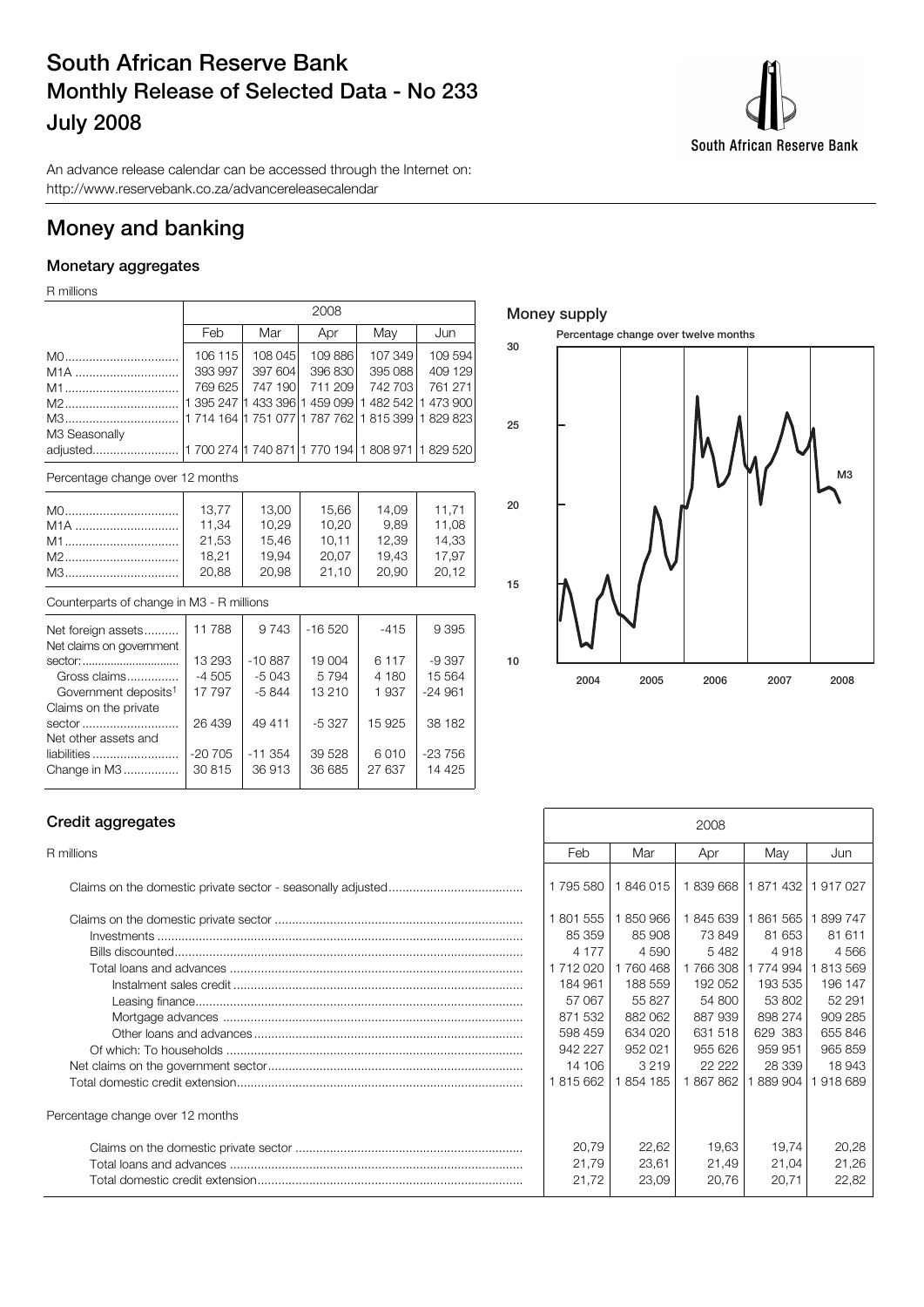# South African Reserve Bank
## Monthly Release of Selected Data - No 233
## July 2008

An advance release calendar can be accessed through the Internet on:
http://www.reservebank.co.za/advancereleasecalendar

# Money and banking

### Monetary aggregates

R millions

| | 2008 | | | | |
|---|---|---|---|---|---|
| | Feb | Mar | Apr | May | Jun |
| M0 | 106 115 | 108 045 | 109 886 | 107 349 | 109 594 |
| M1A | 393 997 | 397 604 | 396 830 | 395 088 | 409 129 |
| M1 | 769 625 | 747 190 | 711 209 | 742 703 | 761 271 |
| M2 | 1 395 247 | 1 433 396 | 1 459 099 | 1 482 542 | 1 473 900 |
| M3 | 1 714 164 | 1 751 077 | 1 787 762 | 1 815 399 | 1 829 823 |
| M3 Seasonally adjusted | 1 700 274 | 1 740 871 | 1 770 194 | 1 808 971 | 1 829 520 |

Percentage change over 12 months

| | Feb | Mar | Apr | May | Jun |
|---|---|---|---|---|---|
| M0 | 13,77 | 13,00 | 15,66 | 14,09 | 11,71 |
| M1A | 11,34 | 10,29 | 10,20 | 9,89 | 11,08 |
| M1 | 21,53 | 15,46 | 10,11 | 12,39 | 14,33 |
| M2 | 18,21 | 19,94 | 20,07 | 19,43 | 17,97 |
| M3 | 20,88 | 20,98 | 21,10 | 20,90 | 20,12 |

Counterparts of change in M3 - R millions

| | Feb | Mar | Apr | May | Jun |
|---|---|---|---|---|---|
| Net foreign assets | 11 788 | 9 743 | -16 520 | -415 | 9 395 |
| Net claims on government sector: | 13 293 | -10 887 | 19 004 | 6 117 | -9 397 |
| Gross claims | -4 505 | -5 043 | 5 794 | 4 180 | 15 564 |
| Government deposits[1] | 17 797 | -5 844 | 13 210 | 1 937 | -24 961 |
| Claims on the private sector | 26 439 | 49 411 | -5 327 | 15 925 | 38 182 |
| Net other assets and liabilities | -20 705 | -11 354 | 39 528 | 6 010 | -23 756 |
| Change in M3 | 30 815 | 36 913 | 36 685 | 27 637 | 14 425 |

### Money supply

Percentage change over twelve months

### Credit aggregates

R millions

| | 2008 | | | | |
|---|---|---|---|---|---|
| | Feb | Mar | Apr | May | Jun |
| Claims on the domestic private sector - seasonally adjusted | 1 795 580 | 1 846 015 | 1 839 668 | 1 871 432 | 1 917 027 |
| Claims on the domestic private sector | 1 801 555 | 1 850 966 | 1 845 639 | 1 861 565 | 1 899 747 |
| Investments | 85 359 | 85 908 | 73 849 | 81 653 | 81 611 |
| Bills discounted | 4 177 | 4 590 | 5 482 | 4 918 | 4 566 |
| Total loans and advances | 1 712 020 | 1 760 468 | 1 766 308 | 1 774 994 | 1 813 569 |
| Instalment sales credit | 184 961 | 188 559 | 192 052 | 193 535 | 196 147 |
| Leasing finance | 57 067 | 55 827 | 54 800 | 53 802 | 52 291 |
| Mortgage advances | 871 532 | 882 062 | 887 939 | 898 274 | 909 285 |
| Other loans and advances | 598 459 | 634 020 | 631 518 | 629 383 | 655 846 |
| Of which: To households | 942 227 | 952 021 | 955 626 | 959 951 | 965 859 |
| Net claims on the government sector | 14 106 | 3 219 | 22 222 | 28 339 | 18 943 |
| Total domestic credit extension | 1 815 662 | 1 854 185 | 1 867 862 | 1 889 904 | 1 918 689 |
| **Percentage change over 12 months** | | | | | |
| Claims on the domestic private sector | 20,79 | 22,62 | 19,63 | 19,74 | 20,28 |
| Total loans and advances | 21,79 | 23,61 | 21,49 | 21,04 | 21,26 |
| Total domestic credit extension | 21,72 | 23,09 | 20,76 | 20,71 | 22,82 |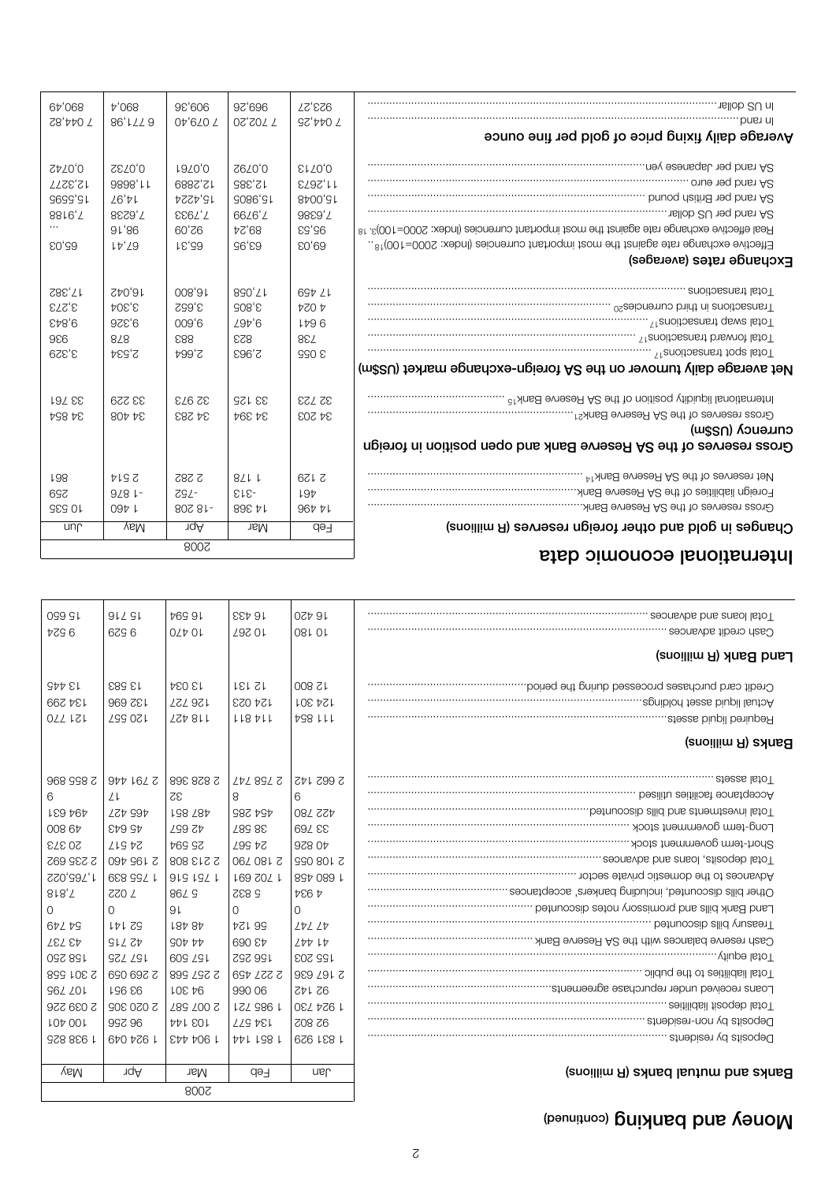# Money and banking (continued)

| Banks and mutual banks (R millions) | 2008 | | | | |
|---|---|---|---|---|---|
| | Jan | Feb | Mar | Apr | May |
| Deposits by residents | 1 831 929 | 1 851 144 | 1 904 443 | 1 924 049 | 1 938 825 |
| Deposits by non-residents | 92 802 | 134 577 | 103 144 | 96 256 | 100 401 |
| Total deposit liabilities | 1 924 730 | 1 985 721 | 2 007 587 | 2 020 305 | 2 039 226 |
| Loans received under repurchase agreements | 92 142 | 90 066 | 94 301 | 93 951 | 107 795 |
| Total liabilities to the public | 2 167 636 | 2 227 459 | 2 257 568 | 2 269 059 | 2 301 558 |
| Total equity | 155 203 | 156 252 | 157 509 | 157 725 | 158 250 |
| Cash reserve balances with the SA Reserve Bank | 41 447 | 43 069 | 44 405 | 42 715 | 43 737 |
| Treasury bills discounted | 47 747 | 56 124 | 48 481 | 52 141 | 54 749 |
| Land Bank bills and promissory notes discounted | 0 | 0 | 16 | 0 | 0 |
| Other bills discounted, including bankers' acceptances | 4 934 | 5 832 | 5 798 | 7 022 | 7,818 |
| Advances to the domestic private sector | 1 680 458 | 1 702 691 | 1 751 516 | 1 755 839 | 1,765,022 |
| Total deposits, loans and advances | 2 108 055 | 2 180 790 | 2 213 808 | 2 196 460 | 2 235 692 |
| Short-term government stock | 40 826 | 24 567 | 25 694 | 24 517 | 20 373 |
| Long-term government stock | 33 769 | 38 587 | 42 657 | 45 643 | 49 800 |
| Total investments and bills discounted | 422 780 | 454 285 | 487 851 | 465 427 | 494 631 |
| Acceptance facilities utilised | 6 | 8 | 32 | 17 | 6 |
| Total assets | 2 662 142 | 2 758 747 | 2 828 368 | 2 791 446 | 2 855 896 |
| **Banks (R millions)** | | | | | |
| Required liquid assets | 111 854 | 114 811 | 118 427 | 120 557 | 121 770 |
| Actual liquid asset holdings | 124 301 | 124 023 | 126 727 | 132 996 | 134 299 |
| Credit card purchases processed during the period | 12 800 | 12 131 | 13 034 | 13 583 | 13 445 |
| **Land Bank (R millions)** | | | | | |
| Cash credit advances | 10 180 | 10 267 | 10 470 | 9 529 | 9 524 |
| Total loans and advances | 16 420 | 16 433 | 16 594 | 15 716 | 15 650 |

# International economic data

| Changes in gold and other foreign reserves (R millions) | 2008 | | | | |
|---|---|---|---|---|---|
| | Feb | Mar | Apr | May | Jun |
| Gross reserves of the SA Reserve Bank | 14 496 | 14 368 | -18 208 | 1 460 | 10 535 |
| Foreign liabilities of the SA Reserve Bank | 461 | -313 | -752 | -1 876 | 259 |
| Net reserves of the SA Reserve Bank[14] | 2 129 | 1 178 | 2 282 | 2 514 | 861 |
| **Gross reserves of the SA Reserve Bank and open position in foreign currency (US$m)** | | | | | |
| Gross reserves of the SA Reserve Bank[21] | 34 203 | 34 394 | 34 283 | 34 408 | 34 854 |
| International liquidity position of the SA Reserve Bank[15] | 32 723 | 33 125 | 32 973 | 33 229 | 33 761 |
| **Net average daily turnover on the SA foreign-exchange market (US$m)** | | | | | |
| Total spot transactions[17] | 3 055 | 2,963 | 2,664 | 2,534 | 3,329 |
| Total forward transactions[17] | 788 | 823 | 883 | 878 | 936 |
| Total swap transactions[17] | 9 641 | 9,467 | 9,600 | 9,326 | 9,843 |
| Transactions in third currencies[20] | 4 024 | 3,805 | 3,652 | 3,304 | 3,273 |
| Total transactions | 17 459 | 17,058 | 16,800 | 16,042 | 17,382 |
| **Exchange rates (averages)** | | | | | |
| Effective exchange rate against the most important currencies (Index: 2000=100)[18].. | 69,03 | 63,95 | 65,31 | 67,41 | 65,03 |
| Real effective exchange rate against the most important currencies (Index: 2000=100)[3, 18] | 95,53 | 89,24 | 92,09 | 98,16 | ... |
| SA rand per US dollar | 7,6386 | 7,9759 | 7,7933 | 7,6238 | 7,9188 |
| SA rand per British pound | 15,0048 | 15,9805 | 15,4224 | 14,97 | 15,5595 |
| SA rand per euro | 11,2673 | 12,385 | 12,2889 | 11,8686 | 12,3277 |
| SA rand per Japanese yen | 0,0713 | 0,0792 | 0,0761 | 0,0732 | 0,0742 |
| **Average daily fixing price of gold per fine ounce** | | | | | |
| In rand | 7 044,25 | 7 702,20 | 7 079,40 | 6 771,98 | 7 044,82 |
| In US dollar | 923,27 | 969,29 | 909,36 | 890,4 | 890,49 |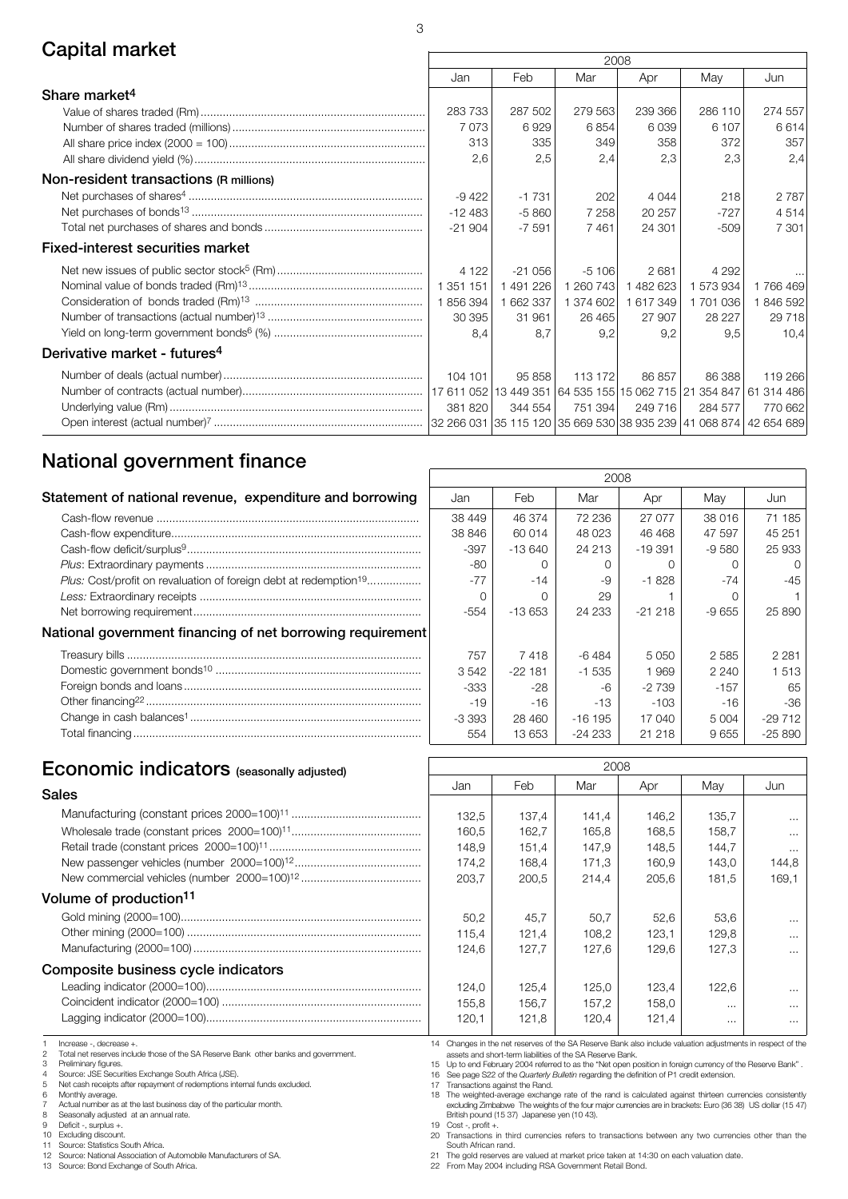## Capital market

| | 2008 | | | | | |
|---|---|---|---|---|---|---|
| | Jan | Feb | Mar | Apr | May | Jun |
| **Share market[4]** | | | | | | |
| Value of shares traded (Rm) | 283 733 | 287 502 | 279 563 | 239 366 | 286 110 | 274 557 |
| Number of shares traded (millions) | 7 073 | 6 929 | 6 854 | 6 039 | 6 107 | 6 614 |
| All share price index (2000 = 100) | 313 | 335 | 349 | 358 | 372 | 357 |
| All share dividend yield (%) | 2,6 | 2,5 | 2,4 | 2,3 | 2,3 | 2,4 |
| **Non-resident transactions (R millions)** | | | | | | |
| Net purchases of shares[4] | -9 422 | -1 731 | 202 | 4 044 | 218 | 2 787 |
| Net purchases of bonds[13] | -12 483 | -5 860 | 7 258 | 20 257 | -727 | 4 514 |
| Total net purchases of shares and bonds | -21 904 | -7 591 | 7 461 | 24 301 | -509 | 7 301 |
| **Fixed-interest securities market** | | | | | | |
| Net new issues of public sector stock[5] (Rm) | 4 122 | -21 056 | -5 106 | 2 681 | 4 292 | ... |
| Nominal value of bonds traded (Rm)[13] | 1 351 151 | 1 491 226 | 1 260 743 | 1 482 623 | 1 573 934 | 1 766 469 |
| Consideration of bonds traded (Rm)[13] | 1 856 394 | 1 662 337 | 1 374 602 | 1 617 349 | 1 701 036 | 1 846 592 |
| Number of transactions (actual number)[13] | 30 395 | 31 961 | 26 465 | 27 907 | 28 227 | 29 718 |
| Yield on long-term government bonds[6] (%) | 8,4 | 8,7 | 9,2 | 9,2 | 9,5 | 10,4 |
| **Derivative market - futures[4]** | | | | | | |
| Number of deals (actual number) | 104 101 | 95 858 | 113 172 | 86 857 | 86 388 | 119 266 |
| Number of contracts (actual number) | 17 611 052 | 13 449 351 | 64 535 155 | 15 062 715 | 21 354 847 | 61 314 486 |
| Underlying value (Rm) | 381 820 | 344 554 | 751 394 | 249 716 | 284 577 | 770 662 |
| Open interest (actual number)[7] | 32 266 031 | 35 115 120 | 35 669 530 | 38 935 239 | 41 068 874 | 42 654 689 |

## National government finance

| | 2008 | | | | | |
|---|---|---|---|---|---|---|
| **Statement of national revenue, expenditure and borrowing** | Jan | Feb | Mar | Apr | May | Jun |
| Cash-flow revenue | 38 449 | 46 374 | 72 236 | 27 077 | 38 016 | 71 185 |
| Cash-flow expenditure | 38 846 | 60 014 | 48 023 | 46 468 | 47 597 | 45 251 |
| Cash-flow deficit/surplus[9] | -397 | -13 640 | 24 213 | -19 391 | -9 580 | 25 933 |
| *Plus:* Extraordinary payments | -80 | 0 | 0 | 0 | 0 | 0 |
| *Plus:* Cost/profit on revaluation of foreign debt at redemption[19] | -77 | -14 | -9 | -1 828 | -74 | -45 |
| *Less:* Extraordinary receipts | 0 | 0 | 29 | 1 | 0 | 1 |
| Net borrowing requirement | -554 | -13 653 | 24 233 | -21 218 | -9 655 | 25 890 |
| **National government financing of net borrowing requirement** | | | | | | |
| Treasury bills | 757 | 7 418 | -6 484 | 5 050 | 2 585 | 2 281 |
| Domestic government bonds[10] | 3 542 | -22 181 | -1 535 | 1 969 | 2 240 | 1 513 |
| Foreign bonds and loans | -333 | -28 | -6 | -2 739 | -157 | 65 |
| Other financing[22] | -19 | -16 | -13 | -103 | -16 | -36 |
| Change in cash balances[1] | -3 393 | 28 460 | -16 195 | 17 040 | 5 004 | -29 712 |
| Total financing | 554 | 13 653 | -24 233 | 21 218 | 9 655 | -25 890 |

## Economic indicators (seasonally adjusted)

| | 2008 | | | | | |
|---|---|---|---|---|---|---|
| | Jan | Feb | Mar | Apr | May | Jun |
| **Sales** | | | | | | |
| Manufacturing (constant prices 2000=100)[11] | 132,5 | 137,4 | 141,4 | 146,2 | 135,7 | ... |
| Wholesale trade (constant prices 2000=100)[11] | 160,5 | 162,7 | 165,8 | 168,5 | 158,7 | ... |
| Retail trade (constant prices 2000=100)[11] | 148,9 | 151,4 | 147,9 | 148,5 | 144,7 | ... |
| New passenger vehicles (number 2000=100)[12] | 174,2 | 168,4 | 171,3 | 160,9 | 143,0 | 144,8 |
| New commercial vehicles (number 2000=100)[12] | 203,7 | 200,5 | 214,4 | 205,6 | 181,5 | 169,1 |
| **Volume of production[11]** | | | | | | |
| Gold mining (2000=100) | 50,2 | 45,7 | 50,7 | 52,6 | 53,6 | ... |
| Other mining (2000=100) | 115,4 | 121,4 | 108,2 | 123,1 | 129,8 | ... |
| Manufacturing (2000=100) | 124,6 | 127,7 | 127,6 | 129,6 | 127,3 | ... |
| **Composite business cycle indicators** | | | | | | |
| Leading indicator (2000=100) | 124,0 | 125,4 | 125,0 | 123,4 | 122,6 | ... |
| Coincident indicator (2000=100) | 155,8 | 156,7 | 157,2 | 158,0 | ... | ... |
| Lagging indicator (2000=100) | 120,1 | 121,8 | 120,4 | 121,4 | ... | ... |

1 Increase -, decrease +.
2 Total net reserves include those of the SA Reserve Bank other banks and government.
3 Preliminary figures.
4 Source: JSE Securities Exchange South Africa (JSE).
5 Net cash receipts after repayment of redemptions internal funds excluded.
6 Monthly average.
7 Actual number as at the last business day of the particular month.
8 Seasonally adjusted at an annual rate.
9 Deficit -, surplus +.
10 Excluding discount.
11 Source: Statistics South Africa.
12 Source: National Association of Automobile Manufacturers of SA.
13 Source: Bond Exchange of South Africa.
14 Changes in the net reserves of the SA Reserve Bank also include valuation adjustments in respect of the assets and short-term liabilities of the SA Reserve Bank.
15 Up to end February 2004 referred to as the "Net open position in foreign currency of the Reserve Bank".
16 See page S22 of the *Quarterly Bulletin* regarding the definition of P1 credit extension.
17 Transactions against the Rand.
18 The weighted-average exchange rate of the rand is calculated against thirteen currencies consistently excluding Zimbabwe The weights of the four major currencies are in brackets: Euro (36 38) US dollar (15 47) British pound (15 37) Japanese yen (10 43).
19 Cost -, profit +.
20 Transactions in third currencies refers to transactions between any two currencies other than the South African rand.
21 The gold reserves are valued at market price taken at 14:30 on each valuation date.
22 From May 2004 including RSA Government Retail Bond.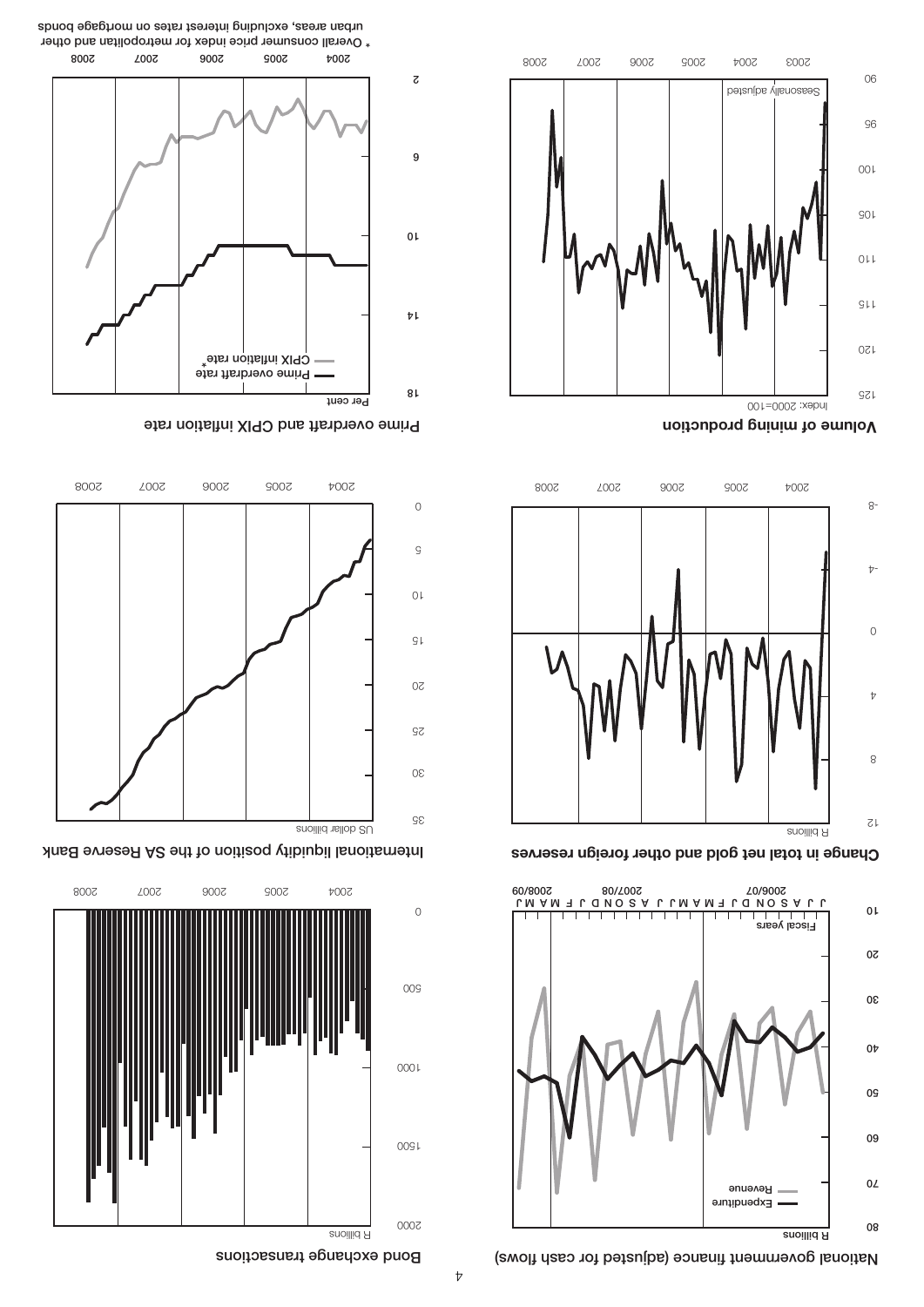## National government finance (adjusted for cash flows)

R billions

80
70
60
50
40
30
20
10

Expenditure
Revenue

Fiscal years

J J A S O N D J F M A M J J A S O N D J F M A M J

2006/07
2007/08
2008/09

## Bond exchange transactions

R billions

2000
1500
1000
500
0

2004
2005
2006
2007
2008

## Change in total net gold and other foreign reserves

R billions

12
8
4
0
-4
-8

2004
2005
2006
2007
2008

## International liquidity position of the SA Reserve Bank

US dollar billions

35
30
25
20
15
10
5
0

2004
2005
2006
2007
2008

## Volume of mining production

Index: 2000=100

125
120
115
110
105
100
95
90

Seasonally adjusted

2003
2004
2005
2006
2007
2008

## Prime overdraft and CPIX inflation rate

Per cent

18
14
10
6
2

Prime overdraft rate
CPIX inflation rate*

2004
2005
2006
2007
2008

\* Overall consumer price index for metropolitan and other urban areas, excluding interest rates on mortgage bonds